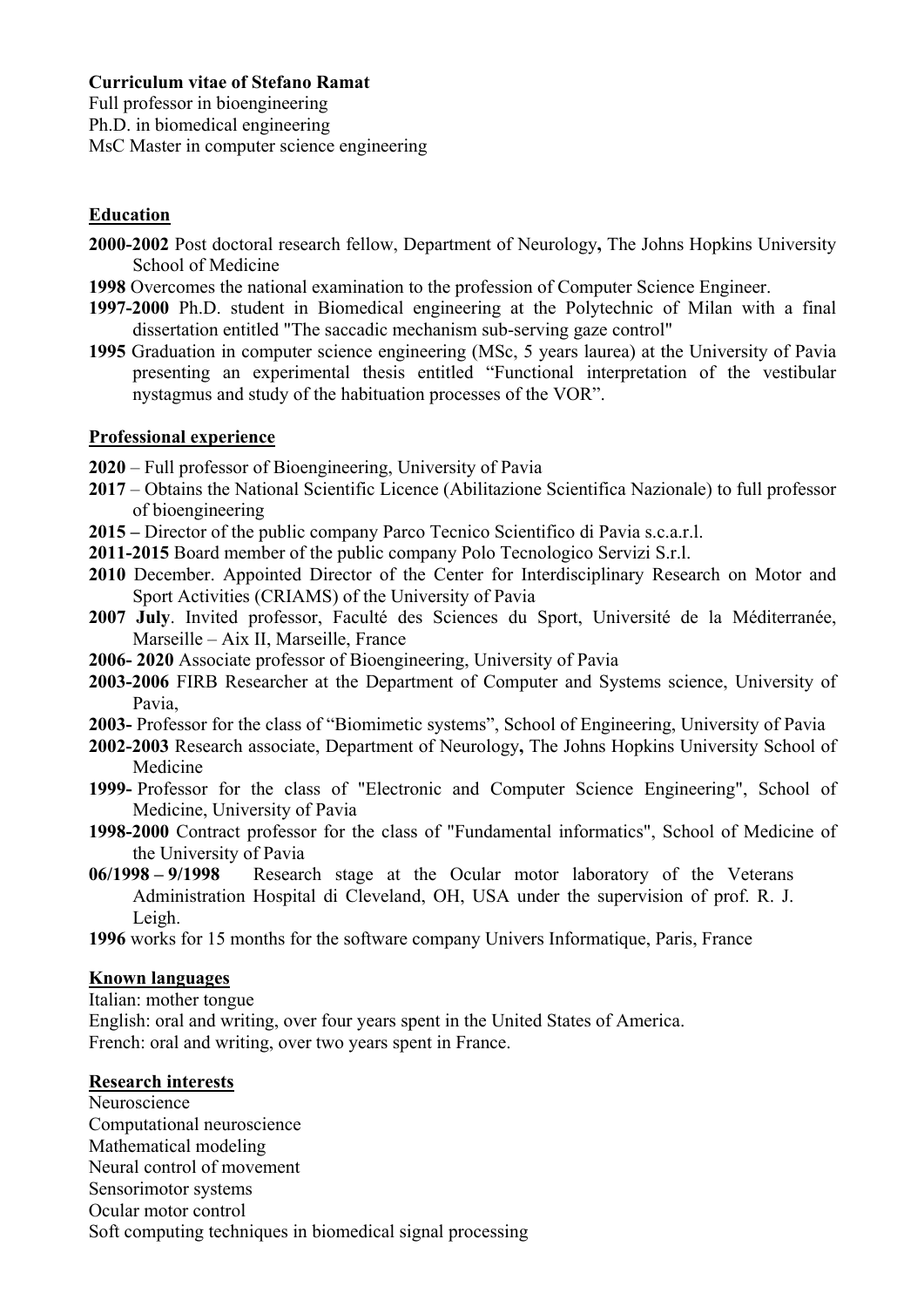**Curriculum vitae of Stefano Ramat**
Full professor in bioengineering
Ph.D. in biomedical engineering
MsC Master in computer science engineering

## Education

**2000-2002** Post doctoral research fellow, Department of Neurology**,** The Johns Hopkins University School of Medicine

**1998** Overcomes the national examination to the profession of Computer Science Engineer.

**1997-2000** Ph.D. student in Biomedical engineering at the Polytechnic of Milan with a final dissertation entitled "The saccadic mechanism sub-serving gaze control"

**1995** Graduation in computer science engineering (MSc, 5 years laurea) at the University of Pavia presenting an experimental thesis entitled "Functional interpretation of the vestibular nystagmus and study of the habituation processes of the VOR".

## Professional experience

**2020** – Full professor of Bioengineering, University of Pavia

**2017** – Obtains the National Scientific Licence (Abilitazione Scientifica Nazionale) to full professor of bioengineering

**2015 –** Director of the public company Parco Tecnico Scientifico di Pavia s.c.a.r.l.

**2011-2015** Board member of the public company Polo Tecnologico Servizi S.r.l.

**2010** December. Appointed Director of the Center for Interdisciplinary Research on Motor and Sport Activities (CRIAMS) of the University of Pavia

**2007 July**. Invited professor, Faculté des Sciences du Sport, Université de la Méditerranée, Marseille – Aix II, Marseille, France

**2006- 2020** Associate professor of Bioengineering, University of Pavia

**2003-2006** FIRB Researcher at the Department of Computer and Systems science, University of Pavia,

**2003-** Professor for the class of "Biomimetic systems", School of Engineering, University of Pavia

**2002-2003** Research associate, Department of Neurology**,** The Johns Hopkins University School of Medicine

**1999-** Professor for the class of "Electronic and Computer Science Engineering", School of Medicine, University of Pavia

**1998-2000** Contract professor for the class of "Fundamental informatics", School of Medicine of the University of Pavia

**06/1998 – 9/1998** Research stage at the Ocular motor laboratory of the Veterans Administration Hospital di Cleveland, OH, USA under the supervision of prof. R. J. Leigh.

**1996** works for 15 months for the software company Univers Informatique, Paris, France

## Known languages

Italian: mother tongue
English: oral and writing, over four years spent in the United States of America.
French: oral and writing, over two years spent in France.

## Research interests

Neuroscience
Computational neuroscience
Mathematical modeling
Neural control of movement
Sensorimotor systems
Ocular motor control
Soft computing techniques in biomedical signal processing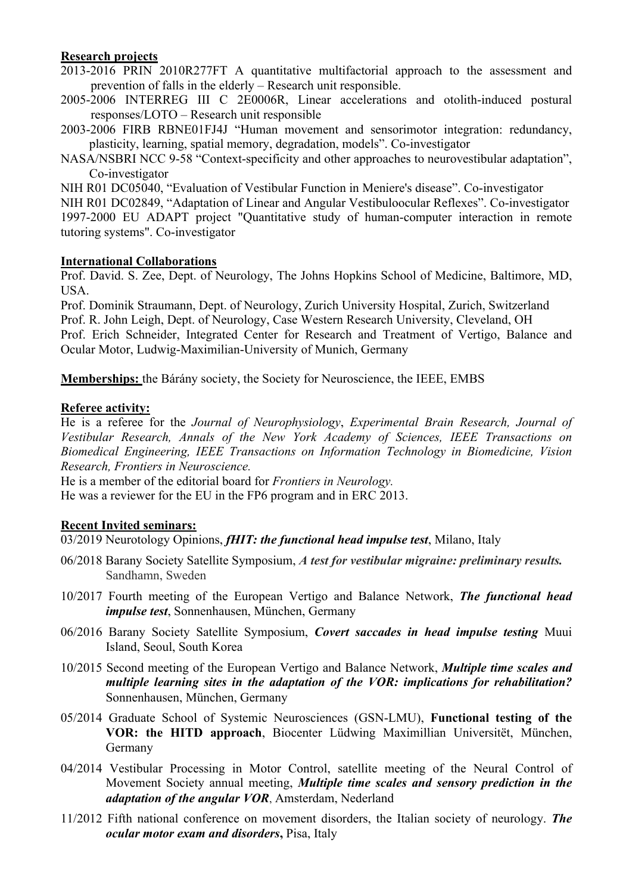**Research projects**

2013-2016 PRIN 2010R277FT A quantitative multifactorial approach to the assessment and prevention of falls in the elderly – Research unit responsible.

2005-2006 INTERREG III C 2E0006R, Linear accelerations and otolith-induced postural responses/LOTO – Research unit responsible

2003-2006 FIRB RBNE01FJ4J "Human movement and sensorimotor integration: redundancy, plasticity, learning, spatial memory, degradation, models". Co-investigator

NASA/NSBRI NCC 9-58 "Context-specificity and other approaches to neurovestibular adaptation", Co-investigator

NIH R01 DC05040, "Evaluation of Vestibular Function in Meniere's disease". Co-investigator

NIH R01 DC02849, "Adaptation of Linear and Angular Vestibuloocular Reflexes". Co-investigator

1997-2000 EU ADAPT project "Quantitative study of human-computer interaction in remote tutoring systems". Co-investigator

**International Collaborations**

Prof. David. S. Zee, Dept. of Neurology, The Johns Hopkins School of Medicine, Baltimore, MD, USA.

Prof. Dominik Straumann, Dept. of Neurology, Zurich University Hospital, Zurich, Switzerland

Prof. R. John Leigh, Dept. of Neurology, Case Western Research University, Cleveland, OH

Prof. Erich Schneider, Integrated Center for Research and Treatment of Vertigo, Balance and Ocular Motor, Ludwig-Maximilian-University of Munich, Germany

**Memberships:** the Bárány society, the Society for Neuroscience, the IEEE, EMBS

**Referee activity:**

He is a referee for the *Journal of Neurophysiology*, *Experimental Brain Research, Journal of Vestibular Research, Annals of the New York Academy of Sciences, IEEE Transactions on Biomedical Engineering, IEEE Transactions on Information Technology in Biomedicine, Vision Research, Frontiers in Neuroscience.*

He is a member of the editorial board for *Frontiers in Neurology.*

He was a reviewer for the EU in the FP6 program and in ERC 2013.

**Recent Invited seminars:**

03/2019 Neurotology Opinions, ***fHIT: the functional head impulse test***, Milano, Italy

06/2018 Barany Society Satellite Symposium, ***A test for vestibular migraine: preliminary results.*** Sandhamn, Sweden

10/2017 Fourth meeting of the European Vertigo and Balance Network, ***The functional head impulse test***, Sonnenhausen, München, Germany

06/2016 Barany Society Satellite Symposium, ***Covert saccades in head impulse testing*** Muui Island, Seoul, South Korea

10/2015 Second meeting of the European Vertigo and Balance Network, ***Multiple time scales and multiple learning sites in the adaptation of the VOR: implications for rehabilitation?*** Sonnenhausen, München, Germany

05/2014 Graduate School of Systemic Neurosciences (GSN-LMU), **Functional testing of the VOR: the HITD approach**, Biocenter Lüdwing Maximillian Universitët, München, Germany

04/2014 Vestibular Processing in Motor Control, satellite meeting of the Neural Control of Movement Society annual meeting, ***Multiple time scales and sensory prediction in the adaptation of the angular VOR***, Amsterdam, Nederland

11/2012 Fifth national conference on movement disorders, the Italian society of neurology. ***The ocular motor exam and disorders*****,** Pisa, Italy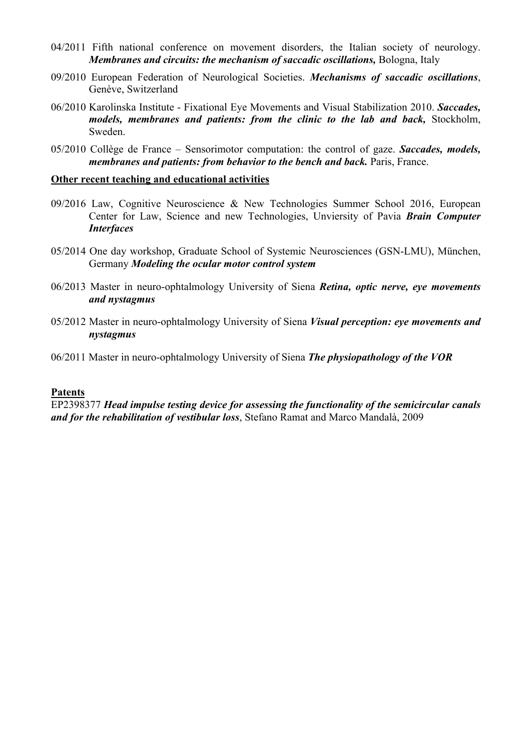04/2011 Fifth national conference on movement disorders, the Italian society of neurology. ***Membranes and circuits: the mechanism of saccadic oscillations,*** Bologna, Italy

09/2010 European Federation of Neurological Societies. ***Mechanisms of saccadic oscillations***, Genève, Switzerland

06/2010 Karolinska Institute - Fixational Eye Movements and Visual Stabilization 2010. ***Saccades, models, membranes and patients: from the clinic to the lab and back,*** Stockholm, Sweden.

05/2010 Collège de France – Sensorimotor computation: the control of gaze. ***Saccades, models, membranes and patients: from behavior to the bench and back.*** Paris, France.

**Other recent teaching and educational activities**

09/2016 Law, Cognitive Neuroscience & New Technologies Summer School 2016, European Center for Law, Science and new Technologies, Unviersity of Pavia ***Brain Computer Interfaces***

05/2014 One day workshop, Graduate School of Systemic Neurosciences (GSN-LMU), München, Germany ***Modeling the ocular motor control system***

06/2013 Master in neuro-ophtalmology University of Siena ***Retina, optic nerve, eye movements and nystagmus***

05/2012 Master in neuro-ophtalmology University of Siena ***Visual perception: eye movements and nystagmus***

06/2011 Master in neuro-ophtalmology University of Siena ***The physiopathology of the VOR***

**Patents**

EP2398377 ***Head impulse testing device for assessing the functionality of the semicircular canals and for the rehabilitation of vestibular loss***, Stefano Ramat and Marco Mandalà, 2009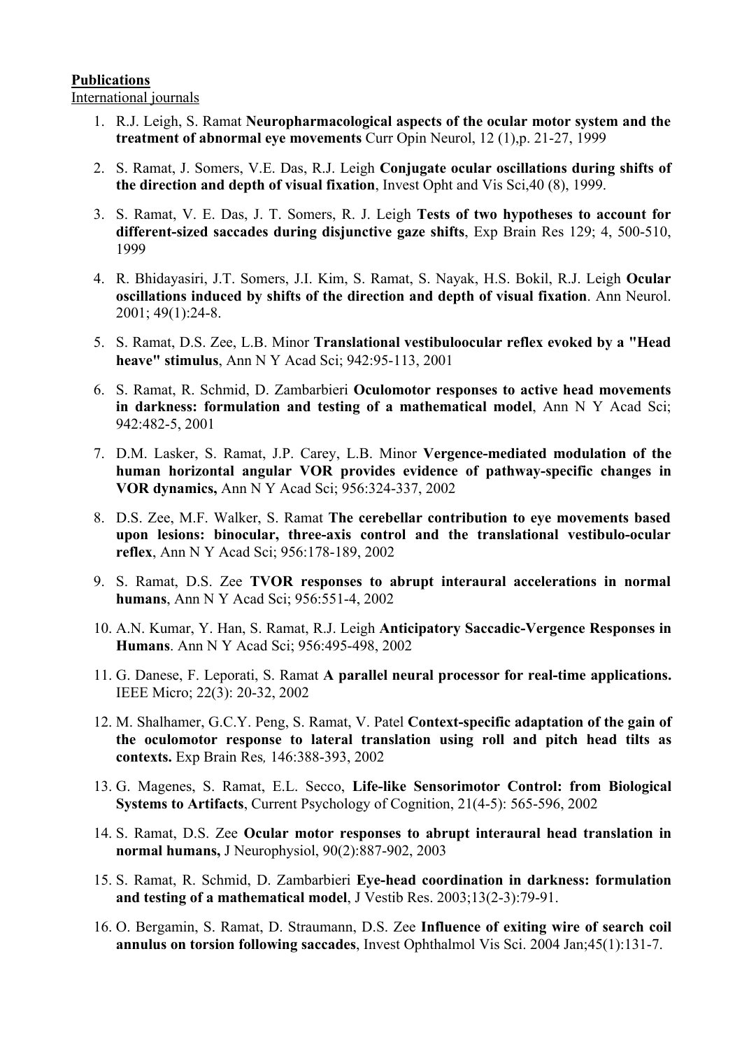**Publications**

International journals

1. R.J. Leigh, S. Ramat **Neuropharmacological aspects of the ocular motor system and the treatment of abnormal eye movements** Curr Opin Neurol, 12 (1),p. 21-27, 1999
2. S. Ramat, J. Somers, V.E. Das, R.J. Leigh **Conjugate ocular oscillations during shifts of the direction and depth of visual fixation**, Invest Opht and Vis Sci,40 (8), 1999.
3. S. Ramat, V. E. Das, J. T. Somers, R. J. Leigh **Tests of two hypotheses to account for different-sized saccades during disjunctive gaze shifts**, Exp Brain Res 129; 4, 500-510, 1999
4. R. Bhidayasiri, J.T. Somers, J.I. Kim, S. Ramat, S. Nayak, H.S. Bokil, R.J. Leigh **Ocular oscillations induced by shifts of the direction and depth of visual fixation**. Ann Neurol. 2001; 49(1):24-8.
5. S. Ramat, D.S. Zee, L.B. Minor **Translational vestibuloocular reflex evoked by a "Head heave" stimulus**, Ann N Y Acad Sci; 942:95-113, 2001
6. S. Ramat, R. Schmid, D. Zambarbieri **Oculomotor responses to active head movements in darkness: formulation and testing of a mathematical model**, Ann N Y Acad Sci; 942:482-5, 2001
7. D.M. Lasker, S. Ramat, J.P. Carey, L.B. Minor **Vergence-mediated modulation of the human horizontal angular VOR provides evidence of pathway-specific changes in VOR dynamics,** Ann N Y Acad Sci; 956:324-337, 2002
8. D.S. Zee, M.F. Walker, S. Ramat **The cerebellar contribution to eye movements based upon lesions: binocular, three-axis control and the translational vestibulo-ocular reflex**, Ann N Y Acad Sci; 956:178-189, 2002
9. S. Ramat, D.S. Zee **TVOR responses to abrupt interaural accelerations in normal humans**, Ann N Y Acad Sci; 956:551-4, 2002
10. A.N. Kumar, Y. Han, S. Ramat, R.J. Leigh **Anticipatory Saccadic-Vergence Responses in Humans**. Ann N Y Acad Sci; 956:495-498, 2002
11. G. Danese, F. Leporati, S. Ramat **A parallel neural processor for real-time applications.** IEEE Micro; 22(3): 20-32, 2002
12. M. Shalhamer, G.C.Y. Peng, S. Ramat, V. Patel **Context-specific adaptation of the gain of the oculomotor response to lateral translation using roll and pitch head tilts as contexts.** Exp Brain Res*,* 146:388-393, 2002
13. G. Magenes, S. Ramat, E.L. Secco, **Life-like Sensorimotor Control: from Biological Systems to Artifacts**, Current Psychology of Cognition, 21(4-5): 565-596, 2002
14. S. Ramat, D.S. Zee **Ocular motor responses to abrupt interaural head translation in normal humans,** J Neurophysiol, 90(2):887-902, 2003
15. S. Ramat, R. Schmid, D. Zambarbieri **Eye-head coordination in darkness: formulation and testing of a mathematical model**, J Vestib Res. 2003;13(2-3):79-91.
16. O. Bergamin, S. Ramat, D. Straumann, D.S. Zee **Influence of exiting wire of search coil annulus on torsion following saccades**, Invest Ophthalmol Vis Sci. 2004 Jan;45(1):131-7.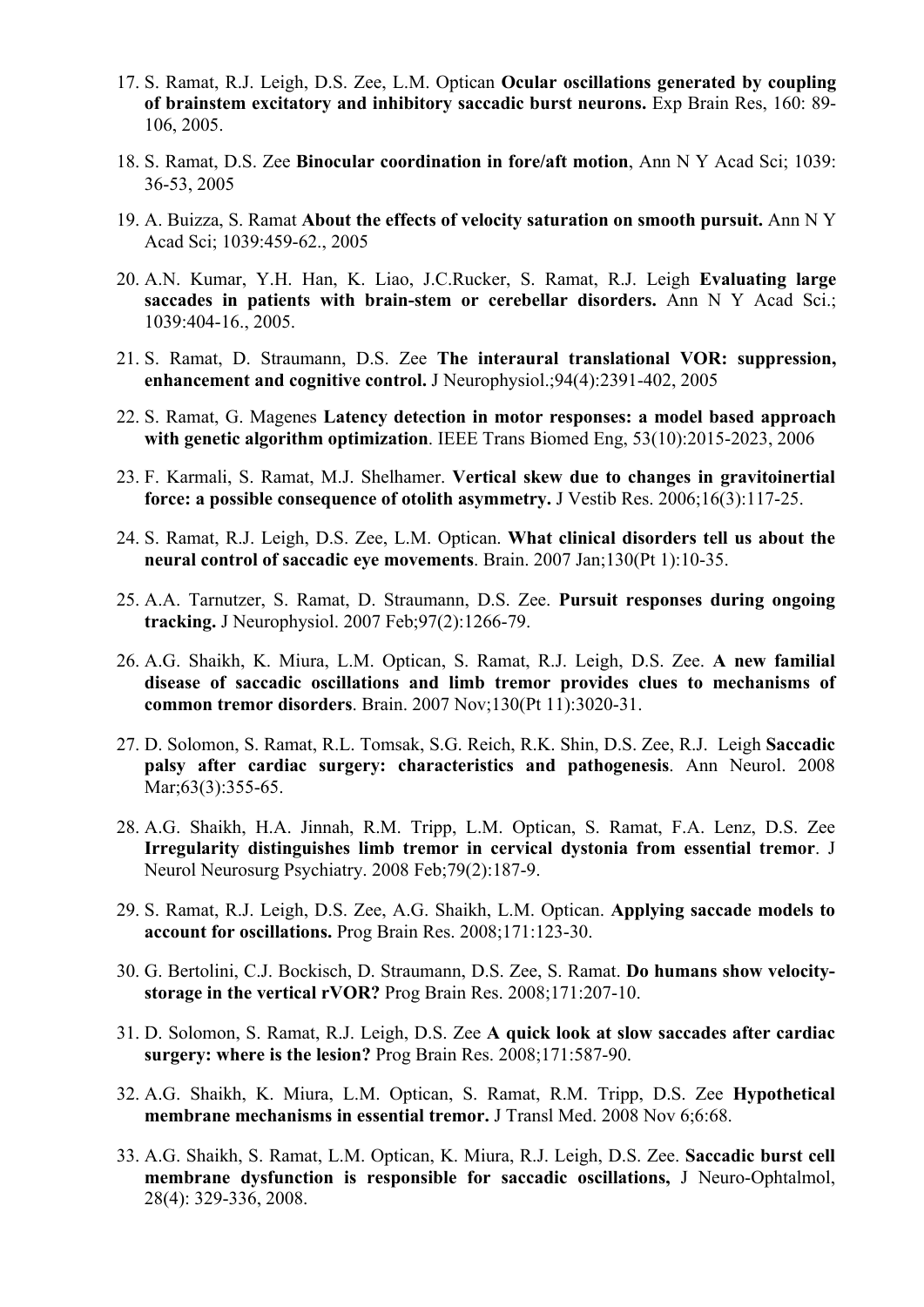17. S. Ramat, R.J. Leigh, D.S. Zee, L.M. Optican **Ocular oscillations generated by coupling of brainstem excitatory and inhibitory saccadic burst neurons.** Exp Brain Res, 160: 89-106, 2005.

18. S. Ramat, D.S. Zee **Binocular coordination in fore/aft motion**, Ann N Y Acad Sci; 1039: 36-53, 2005

19. A. Buizza, S. Ramat **About the effects of velocity saturation on smooth pursuit.** Ann N Y Acad Sci; 1039:459-62., 2005

20. A.N. Kumar, Y.H. Han, K. Liao, J.C.Rucker, S. Ramat, R.J. Leigh **Evaluating large saccades in patients with brain-stem or cerebellar disorders.** Ann N Y Acad Sci.; 1039:404-16., 2005.

21. S. Ramat, D. Straumann, D.S. Zee **The interaural translational VOR: suppression, enhancement and cognitive control.** J Neurophysiol.;94(4):2391-402, 2005

22. S. Ramat, G. Magenes **Latency detection in motor responses: a model based approach with genetic algorithm optimization**. IEEE Trans Biomed Eng, 53(10):2015-2023, 2006

23. F. Karmali, S. Ramat, M.J. Shelhamer. **Vertical skew due to changes in gravitoinertial force: a possible consequence of otolith asymmetry.** J Vestib Res. 2006;16(3):117-25.

24. S. Ramat, R.J. Leigh, D.S. Zee, L.M. Optican. **What clinical disorders tell us about the neural control of saccadic eye movements**. Brain. 2007 Jan;130(Pt 1):10-35.

25. A.A. Tarnutzer, S. Ramat, D. Straumann, D.S. Zee. **Pursuit responses during ongoing tracking.** J Neurophysiol. 2007 Feb;97(2):1266-79.

26. A.G. Shaikh, K. Miura, L.M. Optican, S. Ramat, R.J. Leigh, D.S. Zee. **A new familial disease of saccadic oscillations and limb tremor provides clues to mechanisms of common tremor disorders**. Brain. 2007 Nov;130(Pt 11):3020-31.

27. D. Solomon, S. Ramat, R.L. Tomsak, S.G. Reich, R.K. Shin, D.S. Zee, R.J. Leigh **Saccadic palsy after cardiac surgery: characteristics and pathogenesis**. Ann Neurol. 2008 Mar;63(3):355-65.

28. A.G. Shaikh, H.A. Jinnah, R.M. Tripp, L.M. Optican, S. Ramat, F.A. Lenz, D.S. Zee **Irregularity distinguishes limb tremor in cervical dystonia from essential tremor**. J Neurol Neurosurg Psychiatry. 2008 Feb;79(2):187-9.

29. S. Ramat, R.J. Leigh, D.S. Zee, A.G. Shaikh, L.M. Optican. **Applying saccade models to account for oscillations.** Prog Brain Res. 2008;171:123-30.

30. G. Bertolini, C.J. Bockisch, D. Straumann, D.S. Zee, S. Ramat. **Do humans show velocity-storage in the vertical rVOR?** Prog Brain Res. 2008;171:207-10.

31. D. Solomon, S. Ramat, R.J. Leigh, D.S. Zee **A quick look at slow saccades after cardiac surgery: where is the lesion?** Prog Brain Res. 2008;171:587-90.

32. A.G. Shaikh, K. Miura, L.M. Optican, S. Ramat, R.M. Tripp, D.S. Zee **Hypothetical membrane mechanisms in essential tremor.** J Transl Med. 2008 Nov 6;6:68.

33. A.G. Shaikh, S. Ramat, L.M. Optican, K. Miura, R.J. Leigh, D.S. Zee. **Saccadic burst cell membrane dysfunction is responsible for saccadic oscillations,** J Neuro-Ophtalmol, 28(4): 329-336, 2008.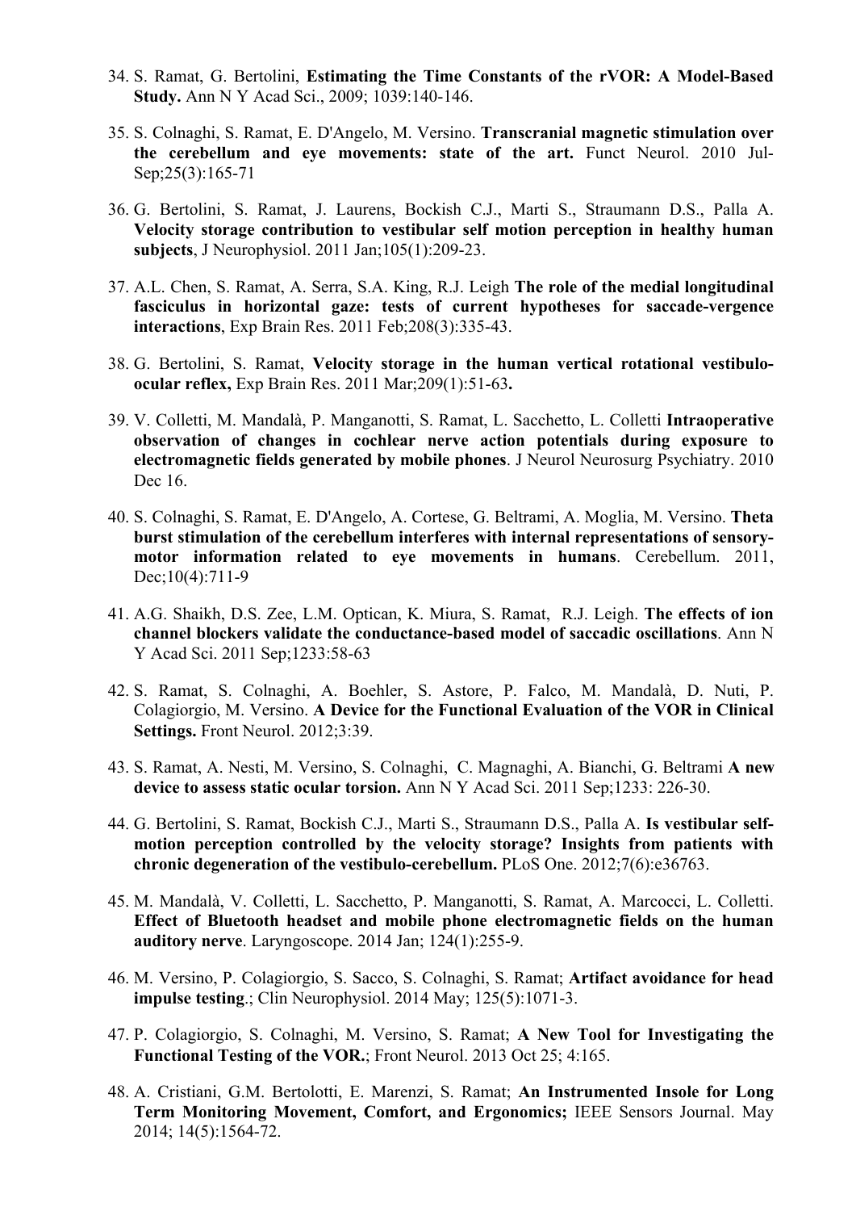34. S. Ramat, G. Bertolini, **Estimating the Time Constants of the rVOR: A Model-Based Study.** Ann N Y Acad Sci., 2009; 1039:140-146.

35. S. Colnaghi, S. Ramat, E. D'Angelo, M. Versino. **Transcranial magnetic stimulation over the cerebellum and eye movements: state of the art.** Funct Neurol. 2010 Jul-Sep;25(3):165-71

36. G. Bertolini, S. Ramat, J. Laurens, Bockish C.J., Marti S., Straumann D.S., Palla A. **Velocity storage contribution to vestibular self motion perception in healthy human subjects**, J Neurophysiol. 2011 Jan;105(1):209-23.

37. A.L. Chen, S. Ramat, A. Serra, S.A. King, R.J. Leigh **The role of the medial longitudinal fasciculus in horizontal gaze: tests of current hypotheses for saccade-vergence interactions**, Exp Brain Res. 2011 Feb;208(3):335-43.

38. G. Bertolini, S. Ramat, **Velocity storage in the human vertical rotational vestibulo-ocular reflex,** Exp Brain Res. 2011 Mar;209(1):51-63**.**

39. V. Colletti, M. Mandalà, P. Manganotti, S. Ramat, L. Sacchetto, L. Colletti **Intraoperative observation of changes in cochlear nerve action potentials during exposure to electromagnetic fields generated by mobile phones**. J Neurol Neurosurg Psychiatry. 2010 Dec 16.

40. S. Colnaghi, S. Ramat, E. D'Angelo, A. Cortese, G. Beltrami, A. Moglia, M. Versino. **Theta burst stimulation of the cerebellum interferes with internal representations of sensory-motor information related to eye movements in humans**. Cerebellum. 2011, Dec;10(4):711-9

41. A.G. Shaikh, D.S. Zee, L.M. Optican, K. Miura, S. Ramat, R.J. Leigh. **The effects of ion channel blockers validate the conductance-based model of saccadic oscillations**. Ann N Y Acad Sci. 2011 Sep;1233:58-63

42. S. Ramat, S. Colnaghi, A. Boehler, S. Astore, P. Falco, M. Mandalà, D. Nuti, P. Colagiorgio, M. Versino. **A Device for the Functional Evaluation of the VOR in Clinical Settings.** Front Neurol. 2012;3:39.

43. S. Ramat, A. Nesti, M. Versino, S. Colnaghi, C. Magnaghi, A. Bianchi, G. Beltrami **A new device to assess static ocular torsion.** Ann N Y Acad Sci. 2011 Sep;1233: 226-30.

44. G. Bertolini, S. Ramat, Bockish C.J., Marti S., Straumann D.S., Palla A. **Is vestibular self-motion perception controlled by the velocity storage? Insights from patients with chronic degeneration of the vestibulo-cerebellum.** PLoS One. 2012;7(6):e36763.

45. M. Mandalà, V. Colletti, L. Sacchetto, P. Manganotti, S. Ramat, A. Marcocci, L. Colletti. **Effect of Bluetooth headset and mobile phone electromagnetic fields on the human auditory nerve**. Laryngoscope. 2014 Jan; 124(1):255-9.

46. M. Versino, P. Colagiorgio, S. Sacco, S. Colnaghi, S. Ramat; **Artifact avoidance for head impulse testing**.; Clin Neurophysiol. 2014 May; 125(5):1071-3.

47. P. Colagiorgio, S. Colnaghi, M. Versino, S. Ramat; **A New Tool for Investigating the Functional Testing of the VOR.**; Front Neurol. 2013 Oct 25; 4:165.

48. A. Cristiani, G.M. Bertolotti, E. Marenzi, S. Ramat; **An Instrumented Insole for Long Term Monitoring Movement, Comfort, and Ergonomics;** IEEE Sensors Journal. May 2014; 14(5):1564-72.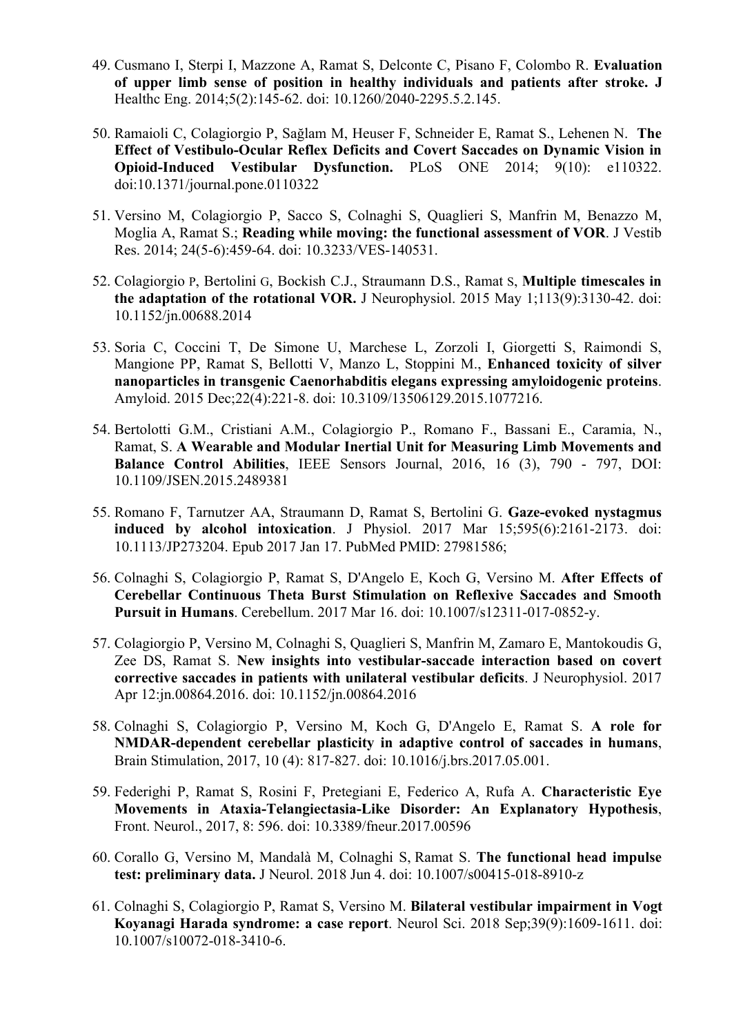49. Cusmano I, Sterpi I, Mazzone A, Ramat S, Delconte C, Pisano F, Colombo R. **Evaluation of upper limb sense of position in healthy individuals and patients after stroke. J** Healthc Eng. 2014;5(2):145-62. doi: 10.1260/2040-2295.5.2.145.

50. Ramaioli C, Colagiorgio P, Sağlam M, Heuser F, Schneider E, Ramat S., Lehenen N. **The Effect of Vestibulo-Ocular Reflex Deficits and Covert Saccades on Dynamic Vision in Opioid-Induced Vestibular Dysfunction.** PLoS ONE 2014; 9(10): e110322. doi:10.1371/journal.pone.0110322

51. Versino M, Colagiorgio P, Sacco S, Colnaghi S, Quaglieri S, Manfrin M, Benazzo M, Moglia A, Ramat S.; **Reading while moving: the functional assessment of VOR**. J Vestib Res. 2014; 24(5-6):459-64. doi: 10.3233/VES-140531.

52. Colagiorgio P, Bertolini G, Bockish C.J., Straumann D.S., Ramat S, **Multiple timescales in the adaptation of the rotational VOR.** J Neurophysiol. 2015 May 1;113(9):3130-42. doi: 10.1152/jn.00688.2014

53. Soria C, Coccini T, De Simone U, Marchese L, Zorzoli I, Giorgetti S, Raimondi S, Mangione PP, Ramat S, Bellotti V, Manzo L, Stoppini M., **Enhanced toxicity of silver nanoparticles in transgenic Caenorhabditis elegans expressing amyloidogenic proteins**. Amyloid. 2015 Dec;22(4):221-8. doi: 10.3109/13506129.2015.1077216.

54. Bertolotti G.M., Cristiani A.M., Colagiorgio P., Romano F., Bassani E., Caramia, N., Ramat, S. **A Wearable and Modular Inertial Unit for Measuring Limb Movements and Balance Control Abilities**, IEEE Sensors Journal, 2016, 16 (3), 790 - 797, DOI: 10.1109/JSEN.2015.2489381

55. Romano F, Tarnutzer AA, Straumann D, Ramat S, Bertolini G. **Gaze-evoked nystagmus induced by alcohol intoxication**. J Physiol. 2017 Mar 15;595(6):2161-2173. doi: 10.1113/JP273204. Epub 2017 Jan 17. PubMed PMID: 27981586;

56. Colnaghi S, Colagiorgio P, Ramat S, D'Angelo E, Koch G, Versino M. **After Effects of Cerebellar Continuous Theta Burst Stimulation on Reflexive Saccades and Smooth Pursuit in Humans**. Cerebellum. 2017 Mar 16. doi: 10.1007/s12311-017-0852-y.

57. Colagiorgio P, Versino M, Colnaghi S, Quaglieri S, Manfrin M, Zamaro E, Mantokoudis G, Zee DS, Ramat S. **New insights into vestibular-saccade interaction based on covert corrective saccades in patients with unilateral vestibular deficits**. J Neurophysiol. 2017 Apr 12:jn.00864.2016. doi: 10.1152/jn.00864.2016

58. Colnaghi S, Colagiorgio P, Versino M, Koch G, D'Angelo E, Ramat S. **A role for NMDAR-dependent cerebellar plasticity in adaptive control of saccades in humans**, Brain Stimulation, 2017, 10 (4): 817-827. doi: 10.1016/j.brs.2017.05.001.

59. Federighi P, Ramat S, Rosini F, Pretegiani E, Federico A, Rufa A. **Characteristic Eye Movements in Ataxia-Telangiectasia-Like Disorder: An Explanatory Hypothesis**, Front. Neurol., 2017, 8: 596. doi: 10.3389/fneur.2017.00596

60. Corallo G, Versino M, Mandalà M, Colnaghi S, Ramat S. **The functional head impulse test: preliminary data.** J Neurol. 2018 Jun 4. doi: 10.1007/s00415-018-8910-z

61. Colnaghi S, Colagiorgio P, Ramat S, Versino M. **Bilateral vestibular impairment in Vogt Koyanagi Harada syndrome: a case report**. Neurol Sci. 2018 Sep;39(9):1609-1611. doi: 10.1007/s10072-018-3410-6.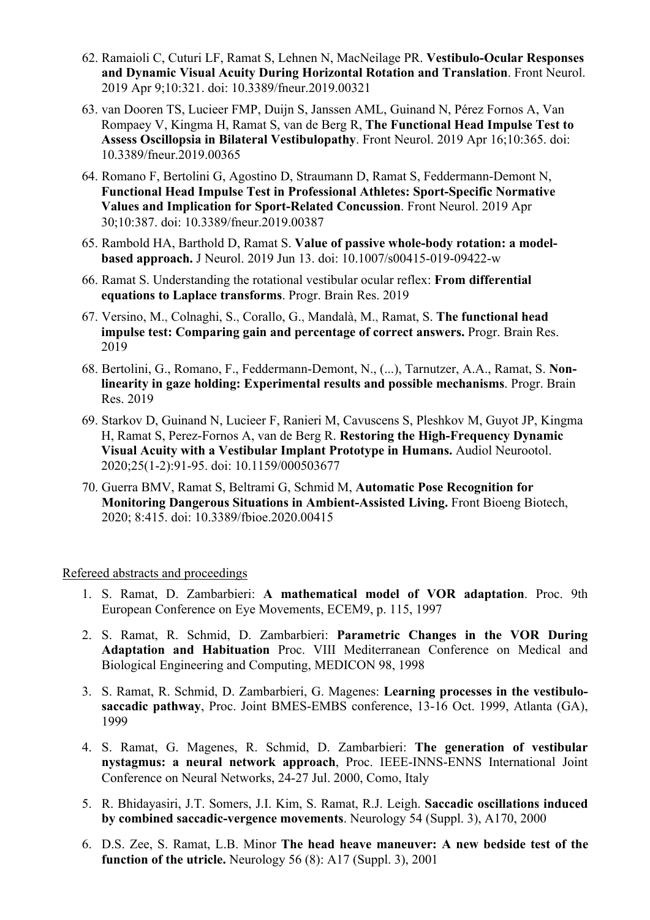62. Ramaioli C, Cuturi LF, Ramat S, Lehnen N, MacNeilage PR. **Vestibulo-Ocular Responses and Dynamic Visual Acuity During Horizontal Rotation and Translation**. Front Neurol. 2019 Apr 9;10:321. doi: 10.3389/fneur.2019.00321
63. van Dooren TS, Lucieer FMP, Duijn S, Janssen AML, Guinand N, Pérez Fornos A, Van Rompaey V, Kingma H, Ramat S, van de Berg R, **The Functional Head Impulse Test to Assess Oscillopsia in Bilateral Vestibulopathy**. Front Neurol. 2019 Apr 16;10:365. doi: 10.3389/fneur.2019.00365
64. Romano F, Bertolini G, Agostino D, Straumann D, Ramat S, Feddermann-Demont N, **Functional Head Impulse Test in Professional Athletes: Sport-Specific Normative Values and Implication for Sport-Related Concussion**. Front Neurol. 2019 Apr 30;10:387. doi: 10.3389/fneur.2019.00387
65. Rambold HA, Barthold D, Ramat S. **Value of passive whole-body rotation: a model-based approach.** J Neurol. 2019 Jun 13. doi: 10.1007/s00415-019-09422-w
66. Ramat S. Understanding the rotational vestibular ocular reflex: **From differential equations to Laplace transforms**. Progr. Brain Res. 2019
67. Versino, M., Colnaghi, S., Corallo, G., Mandalà, M., Ramat, S. **The functional head impulse test: Comparing gain and percentage of correct answers.** Progr. Brain Res. 2019
68. Bertolini, G., Romano, F., Feddermann-Demont, N., (...), Tarnutzer, A.A., Ramat, S. **Non-linearity in gaze holding: Experimental results and possible mechanisms**. Progr. Brain Res. 2019
69. Starkov D, Guinand N, Lucieer F, Ranieri M, Cavuscens S, Pleshkov M, Guyot JP, Kingma H, Ramat S, Perez-Fornos A, van de Berg R. **Restoring the High-Frequency Dynamic Visual Acuity with a Vestibular Implant Prototype in Humans.** Audiol Neurootol. 2020;25(1-2):91-95. doi: 10.1159/000503677
70. Guerra BMV, Ramat S, Beltrami G, Schmid M, **Automatic Pose Recognition for Monitoring Dangerous Situations in Ambient-Assisted Living.** Front Bioeng Biotech, 2020; 8:415. doi: 10.3389/fbioe.2020.00415

Refereed abstracts and proceedings

1. S. Ramat, D. Zambarbieri: **A mathematical model of VOR adaptation**. Proc. 9th European Conference on Eye Movements, ECEM9, p. 115, 1997
2. S. Ramat, R. Schmid, D. Zambarbieri: **Parametric Changes in the VOR During Adaptation and Habituation** Proc. VIII Mediterranean Conference on Medical and Biological Engineering and Computing, MEDICON 98, 1998
3. S. Ramat, R. Schmid, D. Zambarbieri, G. Magenes: **Learning processes in the vestibulo-saccadic pathway**, Proc. Joint BMES-EMBS conference, 13-16 Oct. 1999, Atlanta (GA), 1999
4. S. Ramat, G. Magenes, R. Schmid, D. Zambarbieri: **The generation of vestibular nystagmus: a neural network approach**, Proc. IEEE-INNS-ENNS International Joint Conference on Neural Networks, 24-27 Jul. 2000, Como, Italy
5. R. Bhidayasiri, J.T. Somers, J.I. Kim, S. Ramat, R.J. Leigh. **Saccadic oscillations induced by combined saccadic-vergence movements**. Neurology 54 (Suppl. 3), A170, 2000
6. D.S. Zee, S. Ramat, L.B. Minor **The head heave maneuver: A new bedside test of the function of the utricle.** Neurology 56 (8): A17 (Suppl. 3), 2001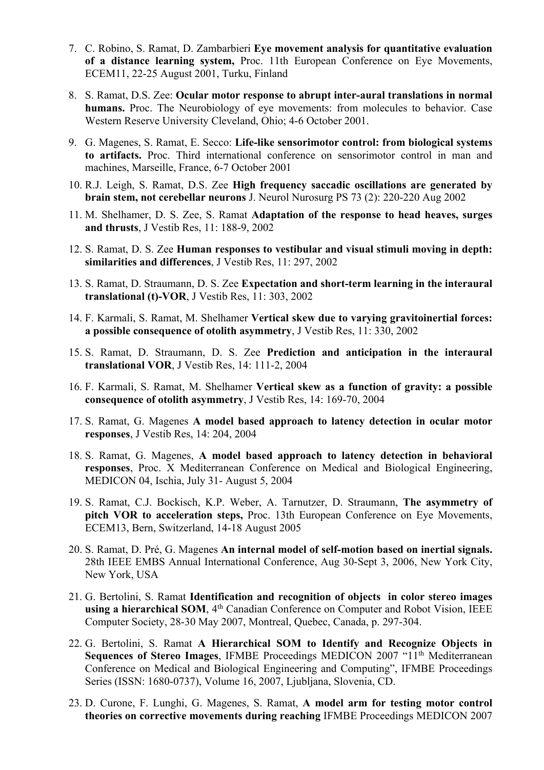7. C. Robino, S. Ramat, D. Zambarbieri **Eye movement analysis for quantitative evaluation of a distance learning system,** Proc. 11th European Conference on Eye Movements, ECEM11, 22-25 August 2001, Turku, Finland

8. S. Ramat, D.S. Zee: **Ocular motor response to abrupt inter-aural translations in normal humans.** Proc. The Neurobiology of eye movements: from molecules to behavior. Case Western Reserve University Cleveland, Ohio; 4-6 October 2001.

9. G. Magenes, S. Ramat, E. Secco: **Life-like sensorimotor control: from biological systems to artifacts.** Proc. Third international conference on sensorimotor control in man and machines, Marseille, France, 6-7 October 2001

10. R.J. Leigh, S. Ramat, D.S. Zee **High frequency saccadic oscillations are generated by brain stem, not cerebellar neurons** J. Neurol Nurosurg PS 73 (2): 220-220 Aug 2002

11. M. Shelhamer, D. S. Zee, S. Ramat **Adaptation of the response to head heaves, surges and thrusts**, J Vestib Res, 11: 188-9, 2002

12. S. Ramat, D. S. Zee **Human responses to vestibular and visual stimuli moving in depth: similarities and differences**, J Vestib Res, 11: 297, 2002

13. S. Ramat, D. Straumann, D. S. Zee **Expectation and short-term learning in the interaural translational (t)-VOR**, J Vestib Res, 11: 303, 2002

14. F. Karmali, S. Ramat, M. Shelhamer **Vertical skew due to varying gravitoinertial forces: a possible consequence of otolith asymmetry**, J Vestib Res, 11: 330, 2002

15. S. Ramat, D. Straumann, D. S. Zee **Prediction and anticipation in the interaural translational VOR**, J Vestib Res, 14: 111-2, 2004

16. F. Karmali, S. Ramat, M. Shelhamer **Vertical skew as a function of gravity: a possible consequence of otolith asymmetry**, J Vestib Res, 14: 169-70, 2004

17. S. Ramat, G. Magenes **A model based approach to latency detection in ocular motor responses**, J Vestib Res, 14: 204, 2004

18. S. Ramat, G. Magenes, **A model based approach to latency detection in behavioral responses**, Proc. X Mediterranean Conference on Medical and Biological Engineering, MEDICON 04, Ischia, July 31- August 5, 2004

19. S. Ramat, C.J. Bockisch, K.P. Weber, A. Tarnutzer, D. Straumann, **The asymmetry of pitch VOR to acceleration steps,** Proc. 13th European Conference on Eye Movements, ECEM13, Bern, Switzerland, 14-18 August 2005

20. S. Ramat, D. Pré, G. Magenes **An internal model of self-motion based on inertial signals.** 28th IEEE EMBS Annual International Conference, Aug 30-Sept 3, 2006, New York City, New York, USA

21. G. Bertolini, S. Ramat **Identification and recognition of objects in color stereo images using a hierarchical SOM**, 4th Canadian Conference on Computer and Robot Vision, IEEE Computer Society, 28-30 May 2007, Montreal, Quebec, Canada, p. 297-304.

22. G. Bertolini, S. Ramat **A Hierarchical SOM to Identify and Recognize Objects in Sequences of Stereo Images**, IFMBE Proceedings MEDICON 2007 "11th Mediterranean Conference on Medical and Biological Engineering and Computing", IFMBE Proceedings Series (ISSN: 1680-0737), Volume 16, 2007, Ljubljana, Slovenia, CD.

23. D. Curone, F. Lunghi, G. Magenes, S. Ramat, **A model arm for testing motor control theories on corrective movements during reaching** IFMBE Proceedings MEDICON 2007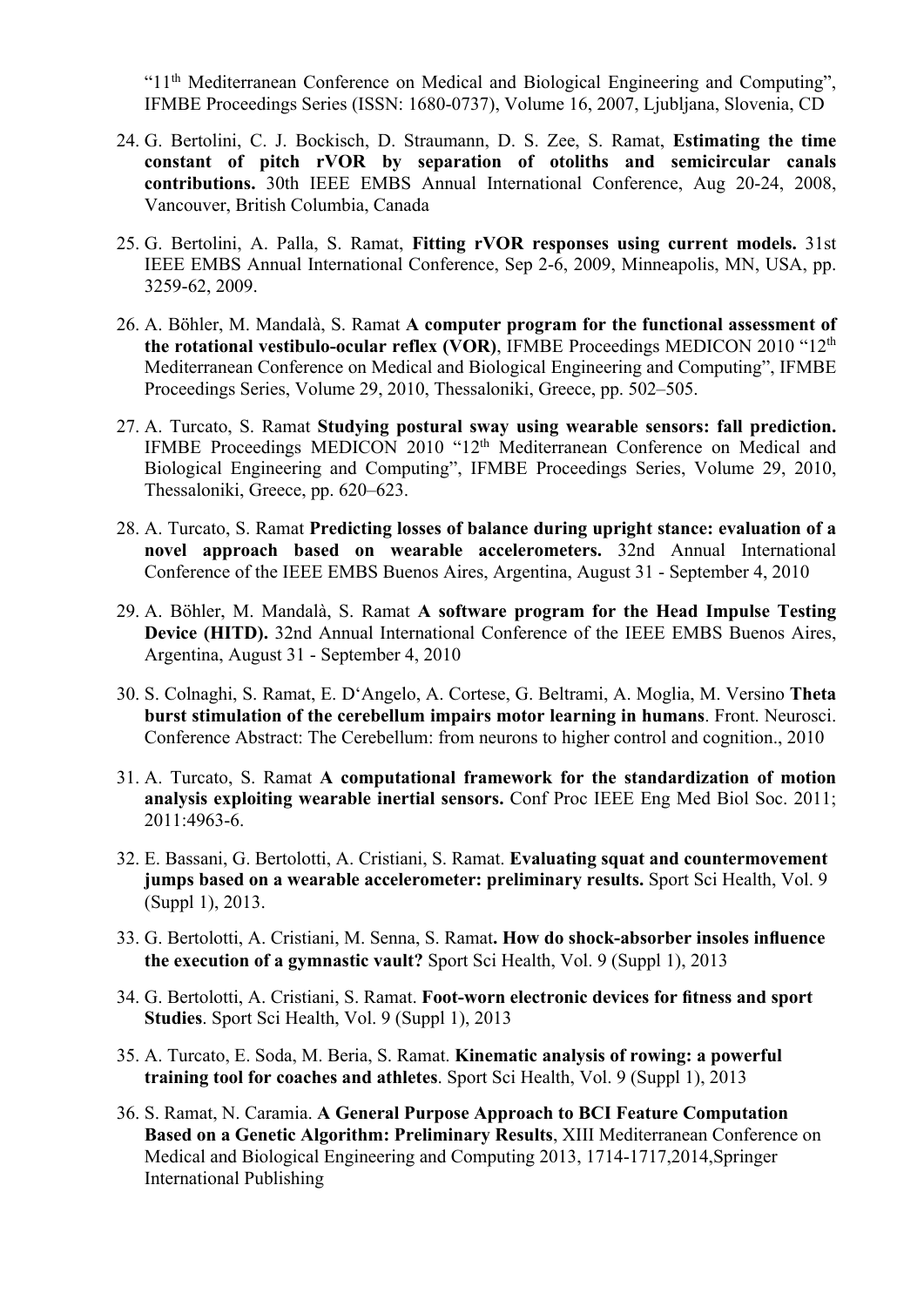"11[th] Mediterranean Conference on Medical and Biological Engineering and Computing", IFMBE Proceedings Series (ISSN: 1680-0737), Volume 16, 2007, Ljubljana, Slovenia, CD

24. G. Bertolini, C. J. Bockisch, D. Straumann, D. S. Zee, S. Ramat, **Estimating the time constant of pitch rVOR by separation of otoliths and semicircular canals contributions.** 30th IEEE EMBS Annual International Conference, Aug 20-24, 2008, Vancouver, British Columbia, Canada

25. G. Bertolini, A. Palla, S. Ramat, **Fitting rVOR responses using current models.** 31st IEEE EMBS Annual International Conference, Sep 2-6, 2009, Minneapolis, MN, USA, pp. 3259-62, 2009.

26. A. Böhler, M. Mandalà, S. Ramat **A computer program for the functional assessment of the rotational vestibulo-ocular reflex (VOR)**, IFMBE Proceedings MEDICON 2010 "12[th] Mediterranean Conference on Medical and Biological Engineering and Computing", IFMBE Proceedings Series, Volume 29, 2010, Thessaloniki, Greece, pp. 502–505.

27. A. Turcato, S. Ramat **Studying postural sway using wearable sensors: fall prediction.** IFMBE Proceedings MEDICON 2010 "12[th] Mediterranean Conference on Medical and Biological Engineering and Computing", IFMBE Proceedings Series, Volume 29, 2010, Thessaloniki, Greece, pp. 620–623.

28. A. Turcato, S. Ramat **Predicting losses of balance during upright stance: evaluation of a novel approach based on wearable accelerometers.** 32nd Annual International Conference of the IEEE EMBS Buenos Aires, Argentina, August 31 - September 4, 2010

29. A. Böhler, M. Mandalà, S. Ramat **A software program for the Head Impulse Testing Device (HITD).** 32nd Annual International Conference of the IEEE EMBS Buenos Aires, Argentina, August 31 - September 4, 2010

30. S. Colnaghi, S. Ramat, E. D'Angelo, A. Cortese, G. Beltrami, A. Moglia, M. Versino **Theta burst stimulation of the cerebellum impairs motor learning in humans**. Front. Neurosci. Conference Abstract: The Cerebellum: from neurons to higher control and cognition., 2010

31. A. Turcato, S. Ramat **A computational framework for the standardization of motion analysis exploiting wearable inertial sensors.** Conf Proc IEEE Eng Med Biol Soc. 2011; 2011:4963-6.

32. E. Bassani, G. Bertolotti, A. Cristiani, S. Ramat. **Evaluating squat and countermovement jumps based on a wearable accelerometer: preliminary results.** Sport Sci Health, Vol. 9 (Suppl 1), 2013.

33. G. Bertolotti, A. Cristiani, M. Senna, S. Ramat**. How do shock-absorber insoles influence the execution of a gymnastic vault?** Sport Sci Health, Vol. 9 (Suppl 1), 2013

34. G. Bertolotti, A. Cristiani, S. Ramat. **Foot-worn electronic devices for fitness and sport Studies**. Sport Sci Health, Vol. 9 (Suppl 1), 2013

35. A. Turcato, E. Soda, M. Beria, S. Ramat. **Kinematic analysis of rowing: a powerful training tool for coaches and athletes**. Sport Sci Health, Vol. 9 (Suppl 1), 2013

36. S. Ramat, N. Caramia. **A General Purpose Approach to BCI Feature Computation Based on a Genetic Algorithm: Preliminary Results**, XIII Mediterranean Conference on Medical and Biological Engineering and Computing 2013, 1714-1717,2014,Springer International Publishing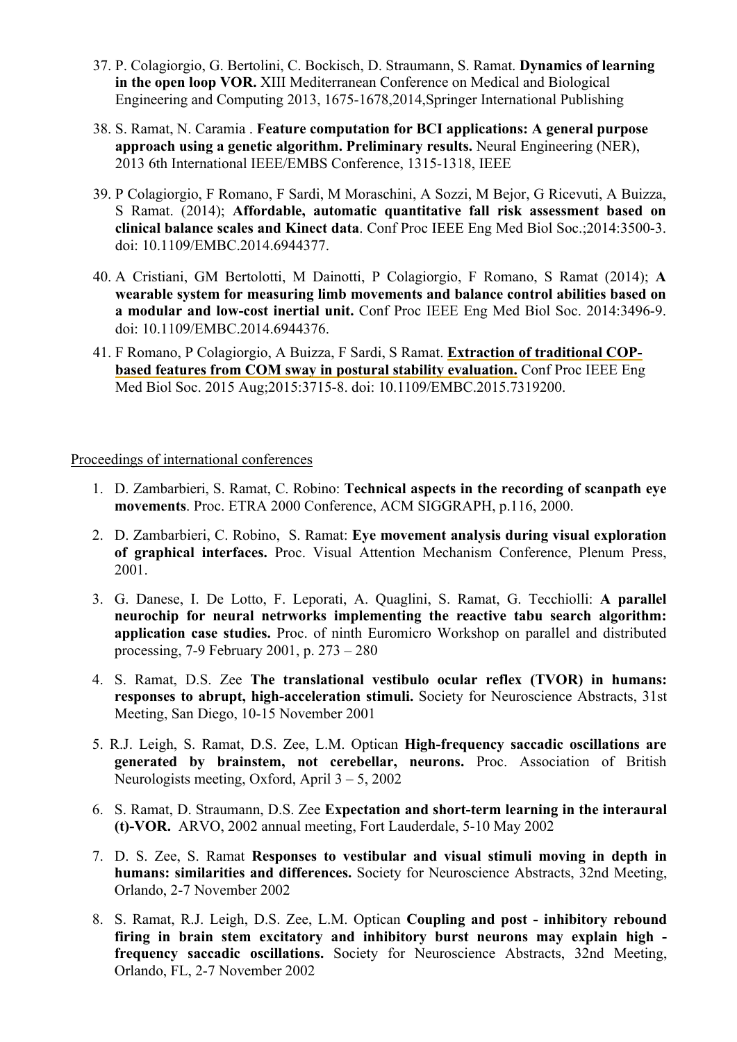37. P. Colagiorgio, G. Bertolini, C. Bockisch, D. Straumann, S. Ramat. **Dynamics of learning in the open loop VOR.** XIII Mediterranean Conference on Medical and Biological Engineering and Computing 2013, 1675-1678,2014,Springer International Publishing

38. S. Ramat, N. Caramia . **Feature computation for BCI applications: A general purpose approach using a genetic algorithm. Preliminary results.** Neural Engineering (NER), 2013 6th International IEEE/EMBS Conference, 1315-1318, IEEE

39. P Colagiorgio, F Romano, F Sardi, M Moraschini, A Sozzi, M Bejor, G Ricevuti, A Buizza, S Ramat. (2014); **Affordable, automatic quantitative fall risk assessment based on clinical balance scales and Kinect data**. Conf Proc IEEE Eng Med Biol Soc.;2014:3500-3. doi: 10.1109/EMBC.2014.6944377.

40. A Cristiani, GM Bertolotti, M Dainotti, P Colagiorgio, F Romano, S Ramat (2014); **A wearable system for measuring limb movements and balance control abilities based on a modular and low-cost inertial unit.** Conf Proc IEEE Eng Med Biol Soc. 2014:3496-9. doi: 10.1109/EMBC.2014.6944376.

41. F Romano, P Colagiorgio, A Buizza, F Sardi, S Ramat. **Extraction of traditional COP-based features from COM sway in postural stability evaluation.** Conf Proc IEEE Eng Med Biol Soc. 2015 Aug;2015:3715-8. doi: 10.1109/EMBC.2015.7319200.

Proceedings of international conferences

1. D. Zambarbieri, S. Ramat, C. Robino: **Technical aspects in the recording of scanpath eye movements**. Proc. ETRA 2000 Conference, ACM SIGGRAPH, p.116, 2000.

2. D. Zambarbieri, C. Robino, S. Ramat: **Eye movement analysis during visual exploration of graphical interfaces.** Proc. Visual Attention Mechanism Conference, Plenum Press, 2001.

3. G. Danese, I. De Lotto, F. Leporati, A. Quaglini, S. Ramat, G. Tecchiolli: **A parallel neurochip for neural netrworks implementing the reactive tabu search algorithm: application case studies.** Proc. of ninth Euromicro Workshop on parallel and distributed processing, 7-9 February 2001, p. 273 – 280

4. S. Ramat, D.S. Zee **The translational vestibulo ocular reflex (TVOR) in humans: responses to abrupt, high-acceleration stimuli.** Society for Neuroscience Abstracts, 31st Meeting, San Diego, 10-15 November 2001

5. R.J. Leigh, S. Ramat, D.S. Zee, L.M. Optican **High-frequency saccadic oscillations are generated by brainstem, not cerebellar, neurons.** Proc. Association of British Neurologists meeting, Oxford, April 3 – 5, 2002

6. S. Ramat, D. Straumann, D.S. Zee **Expectation and short-term learning in the interaural (t)-VOR.** ARVO, 2002 annual meeting, Fort Lauderdale, 5-10 May 2002

7. D. S. Zee, S. Ramat **Responses to vestibular and visual stimuli moving in depth in humans: similarities and differences.** Society for Neuroscience Abstracts, 32nd Meeting, Orlando, 2-7 November 2002

8. S. Ramat, R.J. Leigh, D.S. Zee, L.M. Optican **Coupling and post - inhibitory rebound firing in brain stem excitatory and inhibitory burst neurons may explain high - frequency saccadic oscillations.** Society for Neuroscience Abstracts, 32nd Meeting, Orlando, FL, 2-7 November 2002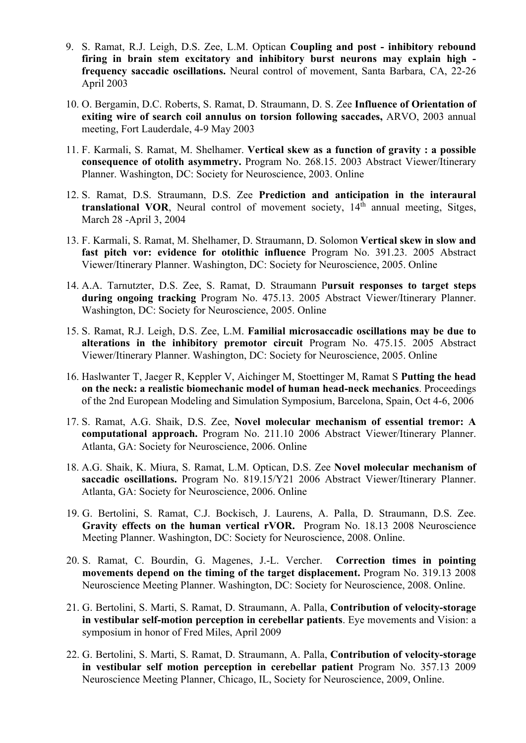9. S. Ramat, R.J. Leigh, D.S. Zee, L.M. Optican **Coupling and post - inhibitory rebound firing in brain stem excitatory and inhibitory burst neurons may explain high - frequency saccadic oscillations.** Neural control of movement, Santa Barbara, CA, 22-26 April 2003

10. O. Bergamin, D.C. Roberts, S. Ramat, D. Straumann, D. S. Zee **Influence of Orientation of exiting wire of search coil annulus on torsion following saccades,** ARVO, 2003 annual meeting, Fort Lauderdale, 4-9 May 2003

11. F. Karmali, S. Ramat, M. Shelhamer. **Vertical skew as a function of gravity : a possible consequence of otolith asymmetry.** Program No. 268.15. 2003 Abstract Viewer/Itinerary Planner. Washington, DC: Society for Neuroscience, 2003. Online

12. S. Ramat, D.S. Straumann, D.S. Zee **Prediction and anticipation in the interaural translational VOR**, Neural control of movement society, 14th annual meeting, Sitges, March 28 -April 3, 2004

13. F. Karmali, S. Ramat, M. Shelhamer, D. Straumann, D. Solomon **Vertical skew in slow and fast pitch vor: evidence for otolithic influence** Program No. 391.23. 2005 Abstract Viewer/Itinerary Planner. Washington, DC: Society for Neuroscience, 2005. Online

14. A.A. Tarnutzter, D.S. Zee, S. Ramat, D. Straumann P**ursuit responses to target steps during ongoing tracking** Program No. 475.13. 2005 Abstract Viewer/Itinerary Planner. Washington, DC: Society for Neuroscience, 2005. Online

15. S. Ramat, R.J. Leigh, D.S. Zee, L.M. **Familial microsaccadic oscillations may be due to alterations in the inhibitory premotor circuit** Program No. 475.15. 2005 Abstract Viewer/Itinerary Planner. Washington, DC: Society for Neuroscience, 2005. Online

16. Haslwanter T, Jaeger R, Keppler V, Aichinger M, Stoettinger M, Ramat S **Putting the head on the neck: a realistic biomechanic model of human head-neck mechanics**. Proceedings of the 2nd European Modeling and Simulation Symposium, Barcelona, Spain, Oct 4-6, 2006

17. S. Ramat, A.G. Shaik, D.S. Zee, **Novel molecular mechanism of essential tremor: A computational approach.** Program No. 211.10 2006 Abstract Viewer/Itinerary Planner. Atlanta, GA: Society for Neuroscience, 2006. Online

18. A.G. Shaik, K. Miura, S. Ramat, L.M. Optican, D.S. Zee **Novel molecular mechanism of saccadic oscillations.** Program No. 819.15/Y21 2006 Abstract Viewer/Itinerary Planner. Atlanta, GA: Society for Neuroscience, 2006. Online

19. G. Bertolini, S. Ramat, C.J. Bockisch, J. Laurens, A. Palla, D. Straumann, D.S. Zee. **Gravity effects on the human vertical rVOR.** Program No. 18.13 2008 Neuroscience Meeting Planner. Washington, DC: Society for Neuroscience, 2008. Online.

20. S. Ramat, C. Bourdin, G. Magenes, J.-L. Vercher. **Correction times in pointing movements depend on the timing of the target displacement.** Program No. 319.13 2008 Neuroscience Meeting Planner. Washington, DC: Society for Neuroscience, 2008. Online.

21. G. Bertolini, S. Marti, S. Ramat, D. Straumann, A. Palla, **Contribution of velocity-storage in vestibular self-motion perception in cerebellar patients**. Eye movements and Vision: a symposium in honor of Fred Miles, April 2009

22. G. Bertolini, S. Marti, S. Ramat, D. Straumann, A. Palla, **Contribution of velocity-storage in vestibular self motion perception in cerebellar patient** Program No. 357.13 2009 Neuroscience Meeting Planner, Chicago, IL, Society for Neuroscience, 2009, Online.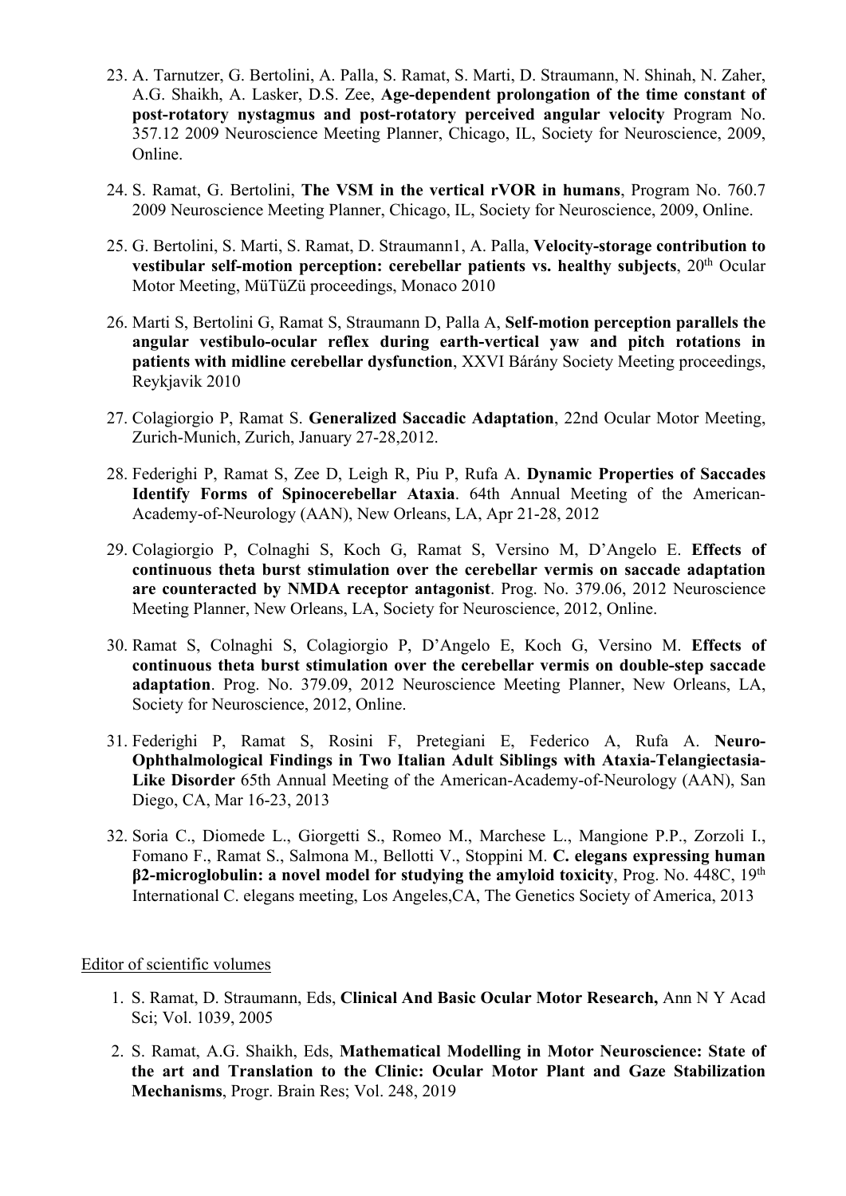23. A. Tarnutzer, G. Bertolini, A. Palla, S. Ramat, S. Marti, D. Straumann, N. Shinah, N. Zaher, A.G. Shaikh, A. Lasker, D.S. Zee, **Age-dependent prolongation of the time constant of post-rotatory nystagmus and post-rotatory perceived angular velocity** Program No. 357.12 2009 Neuroscience Meeting Planner, Chicago, IL, Society for Neuroscience, 2009, Online.

24. S. Ramat, G. Bertolini, **The VSM in the vertical rVOR in humans**, Program No. 760.7 2009 Neuroscience Meeting Planner, Chicago, IL, Society for Neuroscience, 2009, Online.

25. G. Bertolini, S. Marti, S. Ramat, D. Straumann1, A. Palla, **Velocity-storage contribution to vestibular self-motion perception: cerebellar patients vs. healthy subjects**, 20th Ocular Motor Meeting, MüTüZü proceedings, Monaco 2010

26. Marti S, Bertolini G, Ramat S, Straumann D, Palla A, **Self-motion perception parallels the angular vestibulo-ocular reflex during earth-vertical yaw and pitch rotations in patients with midline cerebellar dysfunction**, XXVI Bárány Society Meeting proceedings, Reykjavik 2010

27. Colagiorgio P, Ramat S. **Generalized Saccadic Adaptation**, 22nd Ocular Motor Meeting, Zurich-Munich, Zurich, January 27-28,2012.

28. Federighi P, Ramat S, Zee D, Leigh R, Piu P, Rufa A. **Dynamic Properties of Saccades Identify Forms of Spinocerebellar Ataxia**. 64th Annual Meeting of the American-Academy-of-Neurology (AAN), New Orleans, LA, Apr 21-28, 2012

29. Colagiorgio P, Colnaghi S, Koch G, Ramat S, Versino M, D'Angelo E. **Effects of continuous theta burst stimulation over the cerebellar vermis on saccade adaptation are counteracted by NMDA receptor antagonist**. Prog. No. 379.06, 2012 Neuroscience Meeting Planner, New Orleans, LA, Society for Neuroscience, 2012, Online.

30. Ramat S, Colnaghi S, Colagiorgio P, D'Angelo E, Koch G, Versino M. **Effects of continuous theta burst stimulation over the cerebellar vermis on double-step saccade adaptation**. Prog. No. 379.09, 2012 Neuroscience Meeting Planner, New Orleans, LA, Society for Neuroscience, 2012, Online.

31. Federighi P, Ramat S, Rosini F, Pretegiani E, Federico A, Rufa A. **Neuro-Ophthalmological Findings in Two Italian Adult Siblings with Ataxia-Telangiectasia-Like Disorder** 65th Annual Meeting of the American-Academy-of-Neurology (AAN), San Diego, CA, Mar 16-23, 2013

32. Soria C., Diomede L., Giorgetti S., Romeo M., Marchese L., Mangione P.P., Zorzoli I., Fomano F., Ramat S., Salmona M., Bellotti V., Stoppini M. **C. elegans expressing human β2-microglobulin: a novel model for studying the amyloid toxicity**, Prog. No. 448C, 19th International C. elegans meeting, Los Angeles,CA, The Genetics Society of America, 2013

Editor of scientific volumes

1. S. Ramat, D. Straumann, Eds, **Clinical And Basic Ocular Motor Research,** Ann N Y Acad Sci; Vol. 1039, 2005

2. S. Ramat, A.G. Shaikh, Eds, **Mathematical Modelling in Motor Neuroscience: State of the art and Translation to the Clinic: Ocular Motor Plant and Gaze Stabilization Mechanisms**, Progr. Brain Res; Vol. 248, 2019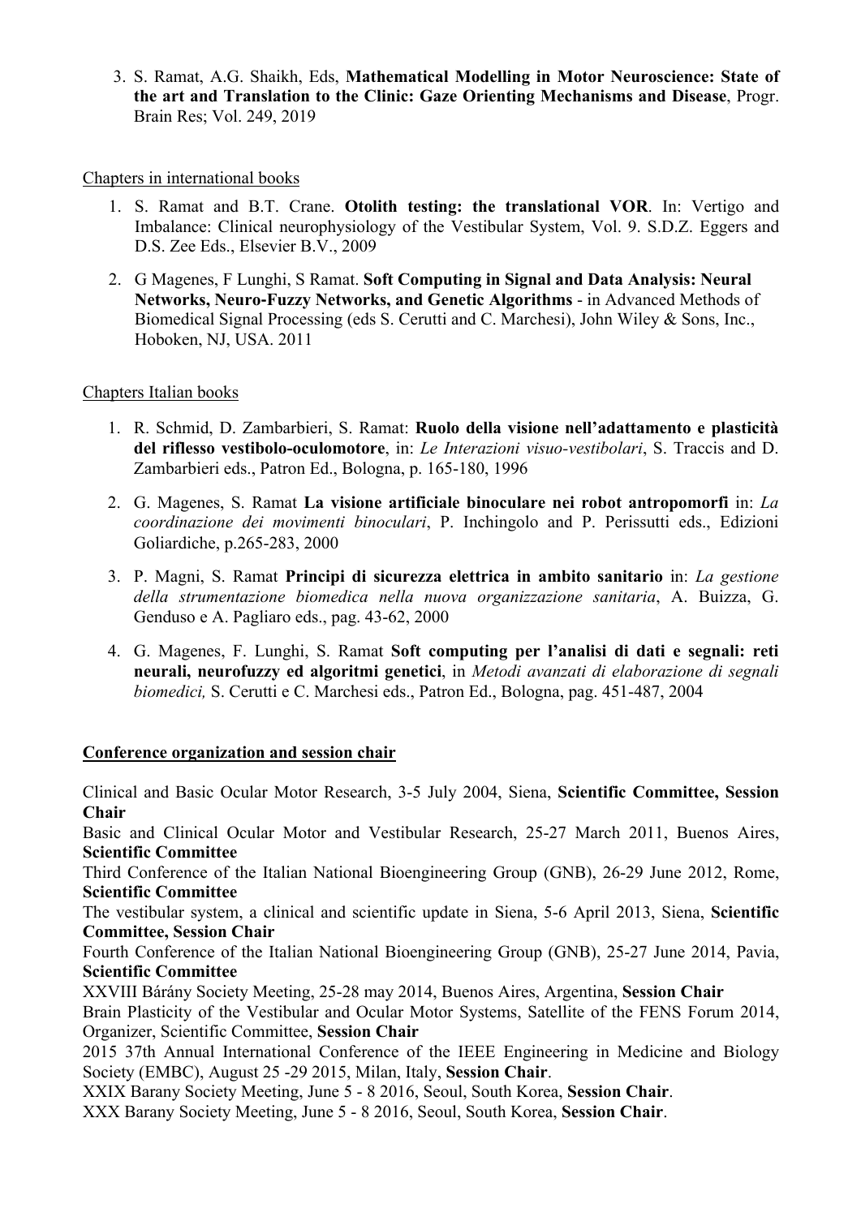3. S. Ramat, A.G. Shaikh, Eds, **Mathematical Modelling in Motor Neuroscience: State of the art and Translation to the Clinic: Gaze Orienting Mechanisms and Disease**, Progr. Brain Res; Vol. 249, 2019

Chapters in international books

1. S. Ramat and B.T. Crane. **Otolith testing: the translational VOR**. In: Vertigo and Imbalance: Clinical neurophysiology of the Vestibular System, Vol. 9. S.D.Z. Eggers and D.S. Zee Eds., Elsevier B.V., 2009
2. G Magenes, F Lunghi, S Ramat. **Soft Computing in Signal and Data Analysis: Neural Networks, Neuro-Fuzzy Networks, and Genetic Algorithms** - in Advanced Methods of Biomedical Signal Processing (eds S. Cerutti and C. Marchesi), John Wiley & Sons, Inc., Hoboken, NJ, USA. 2011

Chapters Italian books

1. R. Schmid, D. Zambarbieri, S. Ramat: **Ruolo della visione nell'adattamento e plasticità del riflesso vestibolo-oculomotore**, in: *Le Interazioni visuo-vestibolari*, S. Traccis and D. Zambarbieri eds., Patron Ed., Bologna, p. 165-180, 1996
2. G. Magenes, S. Ramat **La visione artificiale binoculare nei robot antropomorfi** in: *La coordinazione dei movimenti binoculari*, P. Inchingolo and P. Perissutti eds., Edizioni Goliardiche, p.265-283, 2000
3. P. Magni, S. Ramat **Principi di sicurezza elettrica in ambito sanitario** in: *La gestione della strumentazione biomedica nella nuova organizzazione sanitaria*, A. Buizza, G. Genduso e A. Pagliaro eds., pag. 43-62, 2000
4. G. Magenes, F. Lunghi, S. Ramat **Soft computing per l'analisi di dati e segnali: reti neurali, neurofuzzy ed algoritmi genetici**, in *Metodi avanzati di elaborazione di segnali biomedici,* S. Cerutti e C. Marchesi eds., Patron Ed., Bologna, pag. 451-487, 2004

**Conference organization and session chair**

Clinical and Basic Ocular Motor Research, 3-5 July 2004, Siena, **Scientific Committee, Session Chair**

Basic and Clinical Ocular Motor and Vestibular Research, 25-27 March 2011, Buenos Aires, **Scientific Committee**

Third Conference of the Italian National Bioengineering Group (GNB), 26-29 June 2012, Rome, **Scientific Committee**

The vestibular system, a clinical and scientific update in Siena, 5-6 April 2013, Siena, **Scientific Committee, Session Chair**

Fourth Conference of the Italian National Bioengineering Group (GNB), 25-27 June 2014, Pavia, **Scientific Committee**

XXVIII Bárány Society Meeting, 25-28 may 2014, Buenos Aires, Argentina, **Session Chair**

Brain Plasticity of the Vestibular and Ocular Motor Systems, Satellite of the FENS Forum 2014, Organizer, Scientific Committee, **Session Chair**

2015 37th Annual International Conference of the IEEE Engineering in Medicine and Biology Society (EMBC), August 25 -29 2015, Milan, Italy, **Session Chair**.

XXIX Barany Society Meeting, June 5 - 8 2016, Seoul, South Korea, **Session Chair**.

XXX Barany Society Meeting, June 5 - 8 2016, Seoul, South Korea, **Session Chair**.